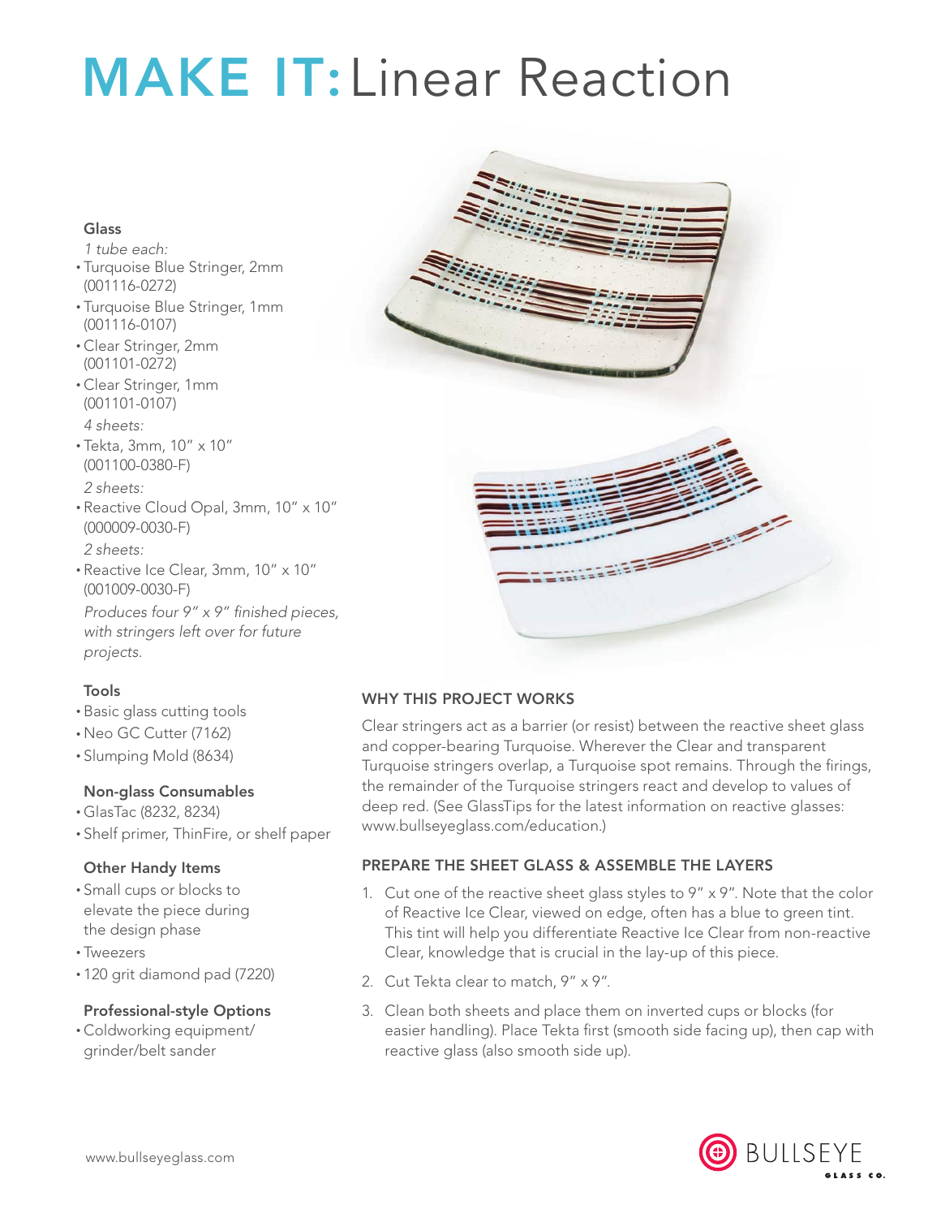# MAKE IT: Linear Reaction

### Glass

*1 tube each:*

- Turquoise Blue Stringer, 2mm (001116-0272)
- Turquoise Blue Stringer, 1mm (001116-0107)
- Clear Stringer, 2mm (001101-0272)
- Clear Stringer, 1mm (001101-0107)

*4 sheets:*

- Tekta, 3mm, 10" x 10" (001100-0380-F)

*2 sheets:*

- Reactive Cloud Opal, 3mm, 10" x 10" (000009-0030-F)

*2 sheets:*

- Reactive Ice Clear, 3mm, 10" x 10" (001009-0030-F)

*Produces four 9" x 9" finished pieces, with stringers left over for future projects.*

### Tools

- Basic glass cutting tools
- Neo GC Cutter (7162)
- Slumping Mold (8634)

### Non-glass Consumables

- GlasTac (8232, 8234)
- Shelf primer, ThinFire, or shelf paper

### Other Handy Items

- Small cups or blocks to elevate the piece during the design phase
- Tweezers
- 120 grit diamond pad (7220)

### Professional-style Options

- Coldworking equipment/ grinder/belt sander

## WHY THIS PROJECT WORKS

Clear stringers act as a barrier (or resist) between the reactive sheet glass and copper-bearing Turquoise. Wherever the Clear and transparent Turquoise stringers overlap, a Turquoise spot remains. Through the firings, the remainder of the Turquoise stringers react and develop to values of deep red. (See GlassTips for the latest information on reactive glasses: www.bullseyeglass.com/education.)

## PREPARE THE SHEET GLASS & ASSEMBLE THE LAYERS

1. Cut one of the reactive sheet glass styles to 9" x 9". Note that the color of Reactive Ice Clear, viewed on edge, often has a blue to green tint. This tint will help you differentiate Reactive Ice Clear from non-reactive Clear, knowledge that is crucial in the lay-up of this piece.
2. Cut Tekta clear to match, 9" x 9".
3. Clean both sheets and place them on inverted cups or blocks (for easier handling). Place Tekta first (smooth side facing up), then cap with reactive glass (also smooth side up).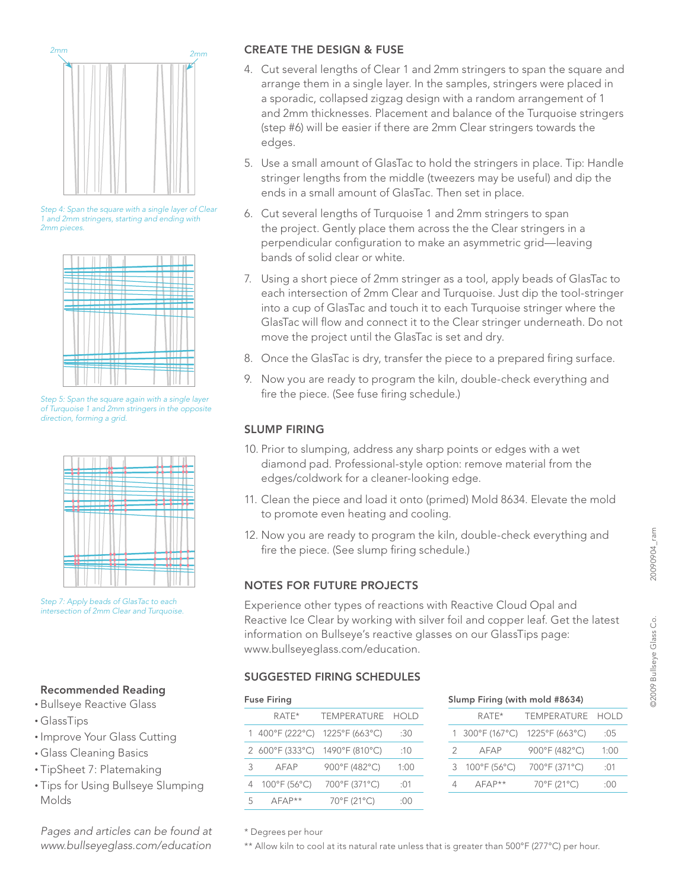2mm

2mm

*Step 4: Span the square with a single layer of Clear 1 and 2mm stringers, starting and ending with 2mm pieces.*

*Step 5: Span the square again with a single layer of Turquoise 1 and 2mm stringers in the opposite direction, forming a grid.*

*Step 7: Apply beads of GlasTac to each intersection of 2mm Clear and Turquoise.*

## CREATE THE DESIGN & FUSE

4. Cut several lengths of Clear 1 and 2mm stringers to span the square and arrange them in a single layer. In the samples, stringers were placed in a sporadic, collapsed zigzag design with a random arrangement of 1 and 2mm thicknesses. Placement and balance of the Turquoise stringers (step #6) will be easier if there are 2mm Clear stringers towards the edges.
5. Use a small amount of GlasTac to hold the stringers in place. Tip: Handle stringer lengths from the middle (tweezers may be useful) and dip the ends in a small amount of GlasTac. Then set in place.
6. Cut several lengths of Turquoise 1 and 2mm stringers to span the project. Gently place them across the the Clear stringers in a perpendicular configuration to make an asymmetric grid—leaving bands of solid clear or white.
7. Using a short piece of 2mm stringer as a tool, apply beads of GlasTac to each intersection of 2mm Clear and Turquoise. Just dip the tool-stringer into a cup of GlasTac and touch it to each Turquoise stringer where the GlasTac will flow and connect it to the Clear stringer underneath. Do not move the project until the GlasTac is set and dry.
8. Once the GlasTac is dry, transfer the piece to a prepared firing surface.
9. Now you are ready to program the kiln, double-check everything and fire the piece. (See fuse firing schedule.)

## SLUMP FIRING

10. Prior to slumping, address any sharp points or edges with a wet diamond pad. Professional-style option: remove material from the edges/coldwork for a cleaner-looking edge.
11. Clean the piece and load it onto (primed) Mold 8634. Elevate the mold to promote even heating and cooling.
12. Now you are ready to program the kiln, double-check everything and fire the piece. (See slump firing schedule.)

## NOTES FOR FUTURE PROJECTS

Experience other types of reactions with Reactive Cloud Opal and Reactive Ice Clear by working with silver foil and copper leaf. Get the latest information on Bullseye's reactive glasses on our GlassTips page: www.bullseyeglass.com/education.

## SUGGESTED FIRING SCHEDULES

**Fuse Firing**

| | RATE* | TEMPERATURE | HOLD |
|---|---|---|---|
| 1 | 400°F (222°C) | 1225°F (663°C) | :30 |
| 2 | 600°F (333°C) | 1490°F (810°C) | :10 |
| 3 | AFAP | 900°F (482°C) | 1:00 |
| 4 | 100°F (56°C) | 700°F (371°C) | :01 |
| 5 | AFAP** | 70°F (21°C) | :00 |

**Slump Firing (with mold #8634)**

| | RATE* | TEMPERATURE | HOLD |
|---|---|---|---|
| 1 | 300°F (167°C) | 1225°F (663°C) | :05 |
| 2 | AFAP | 900°F (482°C) | 1:00 |
| 3 | 100°F (56°C) | 700°F (371°C) | :01 |
| 4 | AFAP** | 70°F (21°C) | :00 |

\* Degrees per hour

\*\* Allow kiln to cool at its natural rate unless that is greater than 500°F (277°C) per hour.

### Recommended Reading

- Bullseye Reactive Glass
- GlassTips
- Improve Your Glass Cutting
- Glass Cleaning Basics
- TipSheet 7: Platemaking
- Tips for Using Bullseye Slumping Molds

*Pages and articles can be found at www.bullseyeglass.com/education*

©2009 Bullseye Glass Co. 20090904_ram